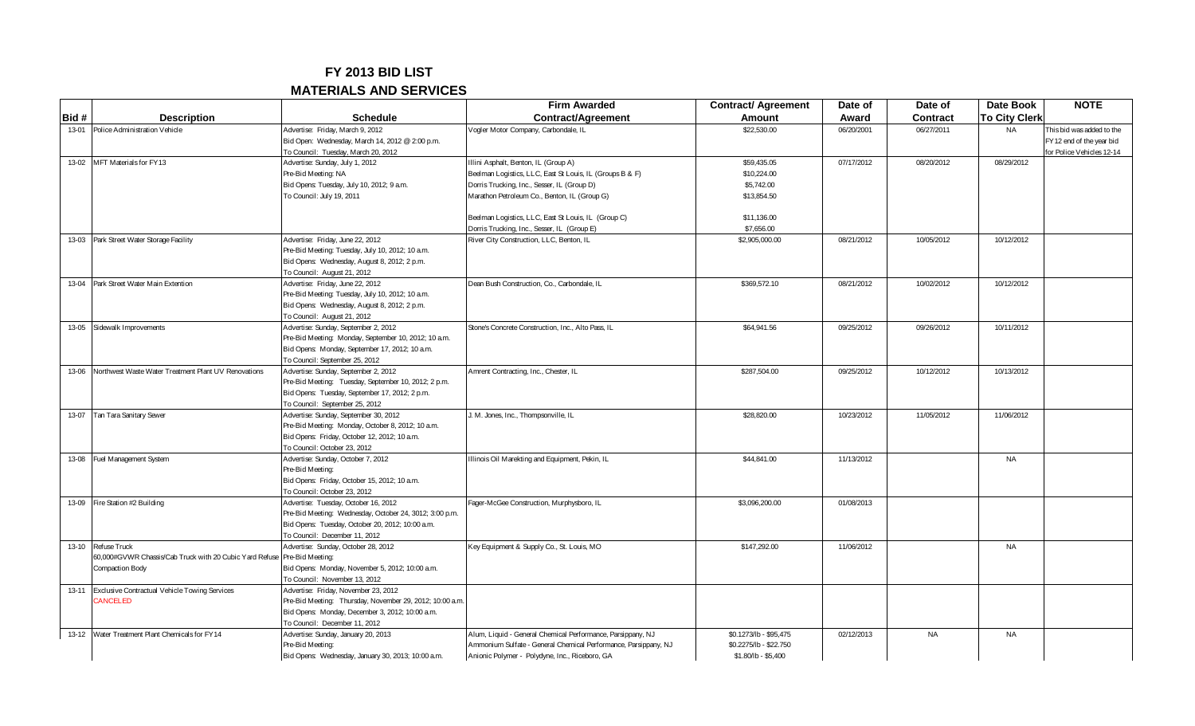# FY 2013 BID LIST

## MATERIALS AND SERVICES

| Bid # | Description | Schedule | Firm Awarded Contract/Agreement | Contract/ Agreement Amount | Date of Award | Date of Contract | Date Book To City Clerk | NOTE |
|---|---|---|---|---|---|---|---|---|
| 13-01 | Police Administration Vehicle | Advertise: Friday, March 9, 2012<br>Bid Open: Wednesday, March 14, 2012 @ 2:00 p.m.<br>To Council: Tuesday, March 20, 2012 | Vogler Motor Company, Carbondale, IL | $22,530.00 | 06/20/2001 | 06/27/2011 | NA | This bid was added to the FY12 end of the year bid for Police Vehicles 12-14 |
| 13-02 | MFT Materials for FY13 | Advertise: Sunday, July 1, 2012<br>Pre-Bid Meeting: NA<br>Bid Opens: Tuesday, July 10, 2012; 9 a.m.<br>To Council: July 19, 2011 | Illini Asphalt, Benton, IL (Group A)<br>Beelman Logistics, LLC, East St Louis, IL (Groups B & F)<br>Dorris Trucking, Inc., Sesser, IL (Group D)<br>Marathon Petroleum Co., Benton, IL (Group G)<br><br>Beelman Logistics, LLC, East St Louis, IL (Group C)<br>Dorris Trucking, Inc., Sesser, IL (Group E) | $59,435.05<br>$10,224.00<br>$5,742.00<br>$13,854.50<br><br>$11,136.00<br>$7,656.00 | 07/17/2012 | 08/20/2012 | 08/29/2012 | |
| 13-03 | Park Street Water Storage Facility | Advertise: Friday, June 22, 2012<br>Pre-Bid Meeting: Tuesday, July 10, 2012; 10 a.m.<br>Bid Opens: Wednesday, August 8, 2012; 2 p.m.<br>To Council: August 21, 2012 | River City Construction, LLC, Benton, IL | $2,905,000.00 | 08/21/2012 | 10/05/2012 | 10/12/2012 | |
| 13-04 | Park Street Water Main Extention | Advertise: Friday, June 22, 2012<br>Pre-Bid Meeting: Tuesday, July 10, 2012; 10 a.m.<br>Bid Opens: Wednesday, August 8, 2012; 2 p.m.<br>To Council: August 21, 2012 | Dean Bush Construction, Co., Carbondale, IL | $369,572.10 | 08/21/2012 | 10/02/2012 | 10/12/2012 | |
| 13-05 | Sidewalk Improvements | Advertise: Sunday, September 2, 2012<br>Pre-Bid Meeting: Monday, September 10, 2012; 10 a.m.<br>Bid Opens: Monday, September 17, 2012; 10 a.m.<br>To Council: September 25, 2012 | Stone's Concrete Construction, Inc., Alto Pass, IL | $64,941.56 | 09/25/2012 | 09/26/2012 | 10/11/2012 | |
| 13-06 | Northwest Waste Water Treatment Plant UV Renovations | Advertise: Sunday, September 2, 2012<br>Pre-Bid Meeting: Tuesday, September 10, 2012; 2 p.m.<br>Bid Opens: Tuesday, September 17, 2012; 2 p.m.<br>To Council: September 25, 2012 | Amrent Contracting, Inc., Chester, IL | $287,504.00 | 09/25/2012 | 10/12/2012 | 10/13/2012 | |
| 13-07 | Tan Tara Sanitary Sewer | Advertise: Sunday, September 30, 2012<br>Pre-Bid Meeting: Monday, October 8, 2012; 10 a.m.<br>Bid Opens: Friday, October 12, 2012; 10 a.m.<br>To Council: October 23, 2012 | J. M. Jones, Inc., Thompsonville, IL | $28,820.00 | 10/23/2012 | 11/05/2012 | 11/06/2012 | |
| 13-08 | Fuel Management System | Advertise: Sunday, October 7, 2012<br>Pre-Bid Meeting:<br>Bid Opens: Friday, October 15, 2012; 10 a.m.<br>To Council: October 23, 2012 | Illinois Oil Marekting and Equipment, Pekin, IL | $44,841.00 | 11/13/2012 | | NA | |
| 13-09 | Fire Station #2 Building | Advertise: Tuesday, October 16, 2012<br>Pre-Bid Meeting: Wednesday, October 24, 2012; 3:00 p.m.<br>Bid Opens: Tuesday, October 20, 2012; 10:00 a.m.<br>To Council: December 11, 2012 | Fager-McGee Construction, Murphysboro, IL | $3,096,200.00 | 01/08/2013 | | | |
| 13-10 | Refuse Truck<br>60,000#GVWR Chassis/Cab Truck with 20 Cubic Yard Refuse Compaction Body | Advertise: Sunday, October 28, 2012<br>Pre-Bid Meeting:<br>Bid Opens: Monday, November 5, 2012; 10:00 a.m.<br>To Council: November 13, 2012 | Key Equipment & Supply Co., St. Louis, MO | $147,292.00 | 11/06/2012 | | NA | |
| 13-11 | Exclusive Contractual Vehicle Towing Services<br>CANCELED | Advertise: Friday, November 23, 2012<br>Pre-Bid Meeting: Thursday, November 29, 2012; 10:00 a.m.<br>Bid Opens: Monday, December 3, 2012; 10:00 a.m.<br>To Council: December 11, 2012 | | | | | | |
| 13-12 | Water Treatment Plant Chemicals for FY14 | Advertise: Sunday, January 20, 2013<br>Pre-Bid Meeting:<br>Bid Opens: Wednesday, January 30, 2013; 10:00 a.m. | Alum, Liquid - General Chemical Performance, Parsippany, NJ<br>Ammonium Sulfate - General Chemical Performance, Parsippany, NJ<br>Anionic Polymer - Polydyne, Inc., Riceboro, GA | $0.1273/lb - $95,475<br>$0.2275/lb - $22,750<br>$1.80/lb - $5,400 | 02/12/2013 | NA | NA | |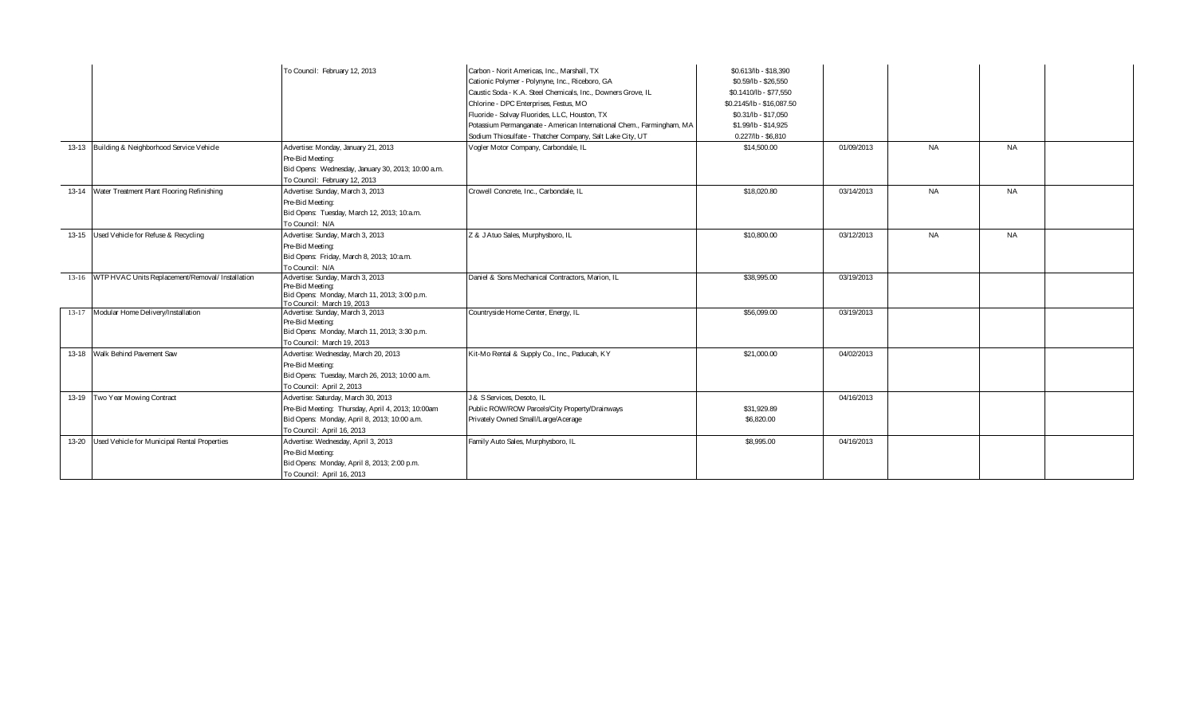| | | | | | | | | |
|---|---|---|---|---|---|---|---|---|
| | | To Council: February 12, 2013 | Carbon - Norit Americas, Inc., Marshall, TX<br>Cationic Polymer - Polynyne, Inc., Riceboro, GA<br>Caustic Soda - K.A. Steel Chemicals, Inc., Downers Grove, IL<br>Chlorine - DPC Enterprises, Festus, MO<br>Fluoride - Solvay Fluorides, LLC, Houston, TX<br>Potassium Permanganate - American International Chem., Farmingham, MA<br>Sodium Thiosulfate - Thatcher Company, Salt Lake City, UT | $0.613/lb - $18,390<br>$0.59/lb - $26,550<br>$0.1410/lb - $77,550<br>$0.2145/lb - $16,087.50<br>$0.31/lb - $17,050<br>$1.99/lb - $14,925<br>0.227/lb - $6,810 | | | | |
| 13-13 | Building & Neighborhood Service Vehicle | Advertise: Monday, January 21, 2013<br>Pre-Bid Meeting:<br>Bid Opens: Wednesday, January 30, 2013; 10:00 a.m.<br>To Council: February 12, 2013 | Vogler Motor Company, Carbondale, IL | $14,500.00 | 01/09/2013 | NA | NA | |
| 13-14 | Water Treatment Plant Flooring Refinishing | Advertise: Sunday, March 3, 2013<br>Pre-Bid Meeting:<br>Bid Opens: Tuesday, March 12, 2013; 10:a.m.<br>To Council: N/A | Crowell Concrete, Inc., Carbondale, IL | $18,020.80 | 03/14/2013 | NA | NA | |
| 13-15 | Used Vehicle for Refuse & Recycling | Advertise: Sunday, March 3, 2013<br>Pre-Bid Meeting:<br>Bid Opens: Friday, March 8, 2013; 10:a.m.<br>To Council: N/A | Z & J Atuo Sales, Murphysboro, IL | $10,800.00 | 03/12/2013 | NA | NA | |
| 13-16 | WTP HVAC Units Replacement/Removal/ Installation | Advertise: Sunday, March 3, 2013<br>Pre-Bid Meeting:<br>Bid Opens: Monday, March 11, 2013; 3:00 p.m.<br>To Council: March 19, 2013 | Daniel & Sons Mechanical Contractors, Marion, IL | $38,995.00 | 03/19/2013 | | | |
| 13-17 | Modular Home Delivery/Installation | Advertise: Sunday, March 3, 2013<br>Pre-Bid Meeting:<br>Bid Opens: Monday, March 11, 2013; 3:30 p.m.<br>To Council: March 19, 2013 | Countryside Home Center, Energy, IL | $56,099.00 | 03/19/2013 | | | |
| 13-18 | Walk Behind Pavement Saw | Advertise: Wednesday, March 20, 2013<br>Pre-Bid Meeting:<br>Bid Opens: Tuesday, March 26, 2013; 10:00 a.m.<br>To Council: April 2, 2013 | Kit-Mo Rental & Supply Co., Inc., Paducah, KY | $21,000.00 | 04/02/2013 | | | |
| 13-19 | Two Year Mowing Contract | Advertise: Saturday, March 30, 2013<br>Pre-Bid Meeting: Thursday, April 4, 2013; 10:00am<br>Bid Opens: Monday, April 8, 2013; 10:00 a.m.<br>To Council: April 16, 2013 | J & S Services, Desoto, IL<br>Public ROW/ROW Parcels/City Property/Drainways<br>Privately Owned Small/Large/Acerage | <br>$31,929.89<br>$6,820.00 | 04/16/2013 | | | |
| 13-20 | Used Vehicle for Municipal Rental Properties | Advertise: Wednesday, April 3, 2013<br>Pre-Bid Meeting:<br>Bid Opens: Monday, April 8, 2013; 2:00 p.m.<br>To Council: April 16, 2013 | Family Auto Sales, Murphysboro, IL | $8,995.00 | 04/16/2013 | | | |